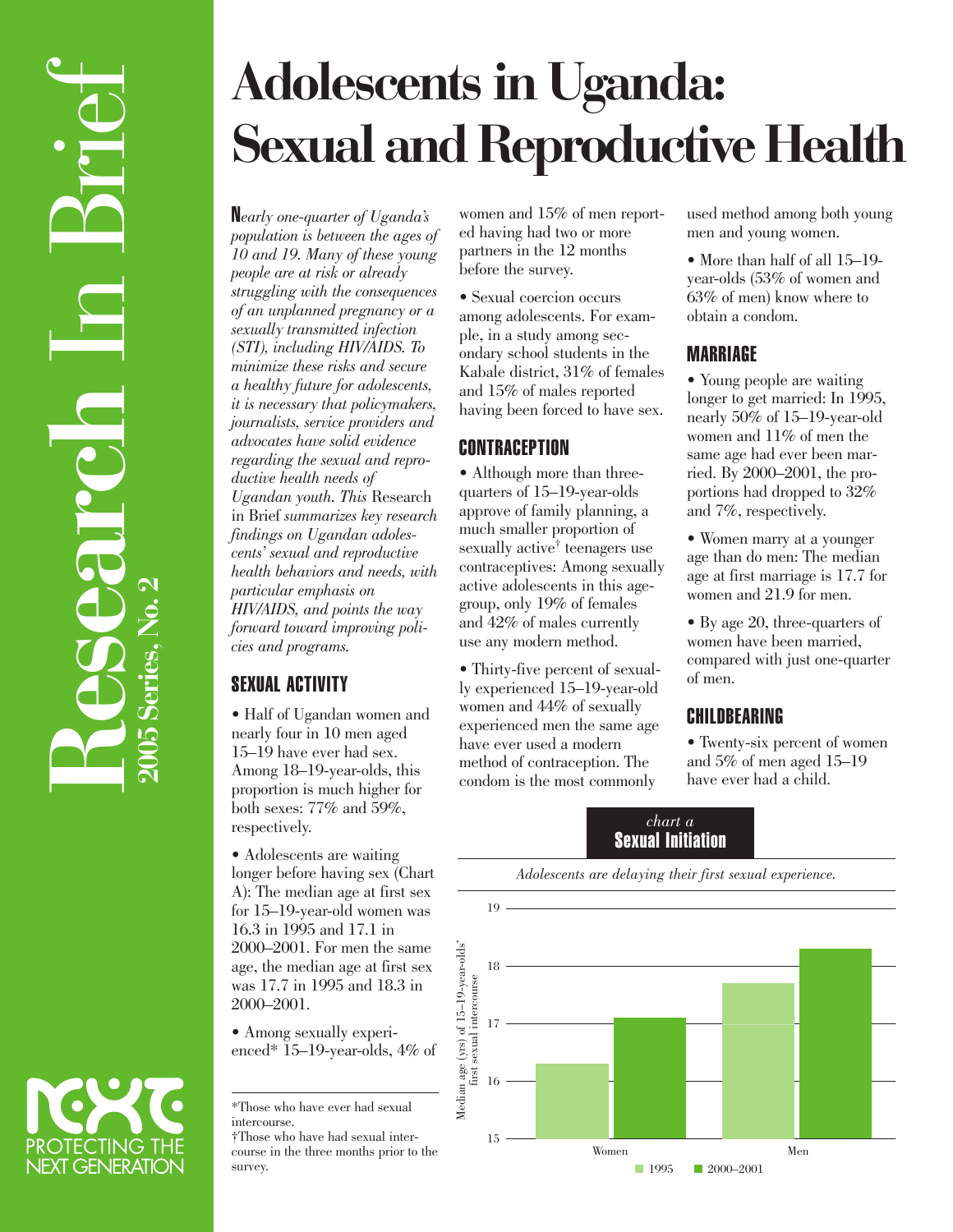# Adolescents in Uganda: Sexual and Reproductive Health

Research In Brief

2005 Series, No. 2

*Nearly one-quarter of Uganda's population is between the ages of 10 and 19. Many of these young people are at risk or already struggling with the consequences of an unplanned pregnancy or a sexually transmitted infection (STI), including HIV/AIDS. To minimize these risks and secure a healthy future for adolescents, it is necessary that policymakers, journalists, service providers and advocates have solid evidence regarding the sexual and reproductive health needs of Ugandan youth. This* Research in Brief *summarizes key research findings on Ugandan adolescents' sexual and reproductive health behaviors and needs, with particular emphasis on HIV/AIDS, and points the way forward toward improving policies and programs.*

## SEXUAL ACTIVITY

- Half of Ugandan women and nearly four in 10 men aged 15–19 have ever had sex. Among 18–19-year-olds, this proportion is much higher for both sexes: 77% and 59%, respectively.
- Adolescents are waiting longer before having sex (Chart A): The median age at first sex for 15–19-year-old women was 16.3 in 1995 and 17.1 in 2000–2001. For men the same age, the median age at first sex was 17.7 in 1995 and 18.3 in 2000–2001.
- Among sexually experienced* 15–19-year-olds, 4% of women and 15% of men reported having had two or more partners in the 12 months before the survey.
- Sexual coercion occurs among adolescents. For example, in a study among secondary school students in the Kabale district, 31% of females and 15% of males reported having been forced to have sex.

## CONTRACEPTION

- Although more than three-quarters of 15–19-year-olds approve of family planning, a much smaller proportion of sexually active† teenagers use contraceptives: Among sexually active adolescents in this age-group, only 19% of females and 42% of males currently use any modern method.
- Thirty-five percent of sexually experienced 15–19-year-old women and 44% of sexually experienced men the same age have ever used a modern method of contraception. The condom is the most commonly used method among both young men and young women.
- More than half of all 15–19-year-olds (53% of women and 63% of men) know where to obtain a condom.

## MARRIAGE

- Young people are waiting longer to get married: In 1995, nearly 50% of 15–19-year-old women and 11% of men the same age had ever been married. By 2000–2001, the proportions had dropped to 32% and 7%, respectively.
- Women marry at a younger age than do men: The median age at first marriage is 17.7 for women and 21.9 for men.
- By age 20, three-quarters of women have been married, compared with just one-quarter of men.

## CHILDBEARING

- Twenty-six percent of women and 5% of men aged 15–19 have ever had a child.

*chart a*
**Sexual Initiation**

*Adolescents are delaying their first sexual experience.*

Median age (yrs) of 15–19-year-olds' first sexual intercourse

| | 1995 | 2000–2001 |
|---|---|---|
| Women | 16.3 | 17.1 |
| Men | 17.7 | 18.3 |

*Those who have ever had sexual intercourse.

†Those who have had sexual intercourse in the three months prior to the survey.

PROTECTING THE NEXT GENERATION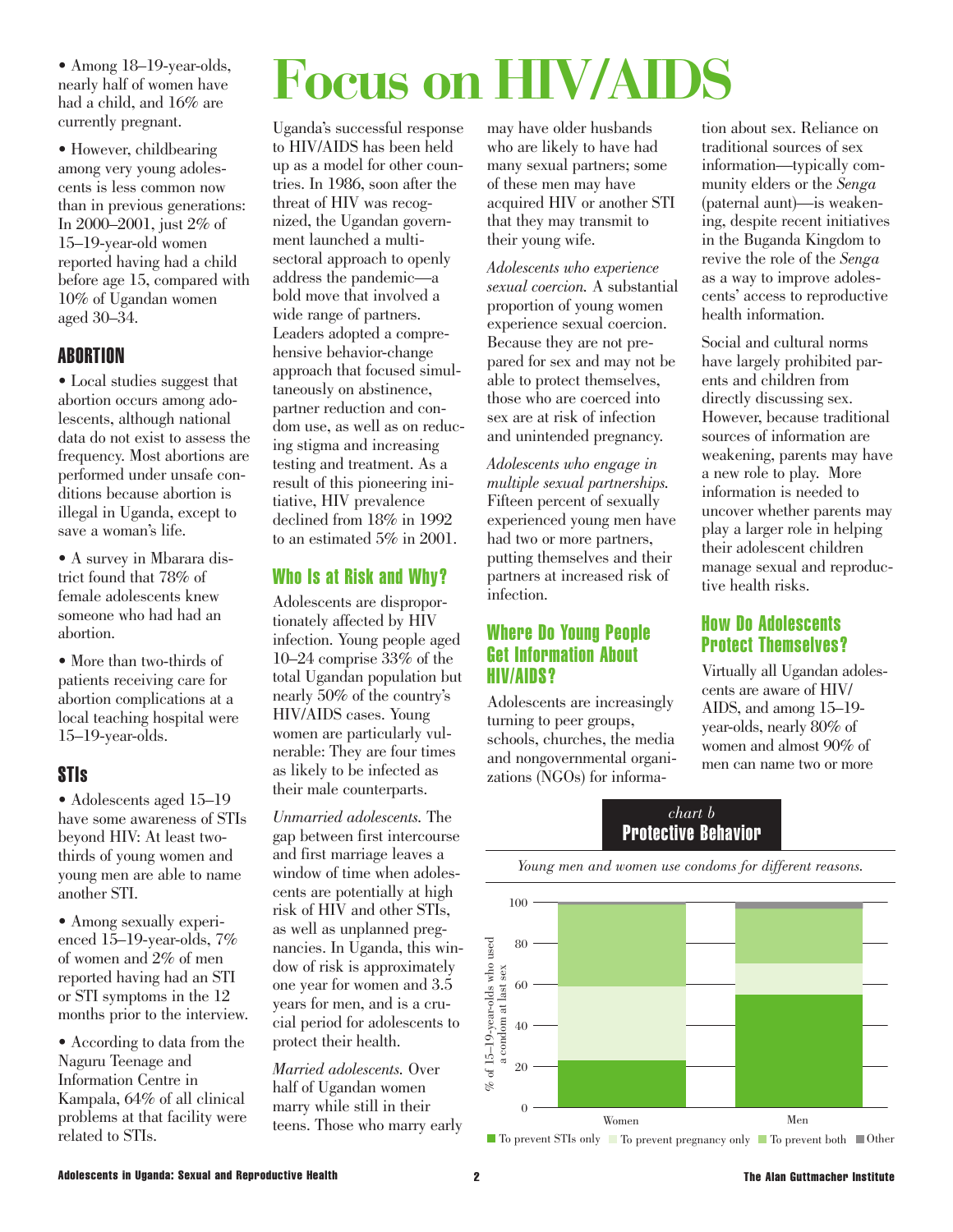- Among 18–19-year-olds, nearly half of women have had a child, and 16% are currently pregnant.

- However, childbearing among very young adolescents is less common now than in previous generations: In 2000–2001, just 2% of 15–19-year-old women reported having had a child before age 15, compared with 10% of Ugandan women aged 30–34.

## ABORTION

- Local studies suggest that abortion occurs among adolescents, although national data do not exist to assess the frequency. Most abortions are performed under unsafe conditions because abortion is illegal in Uganda, except to save a woman's life.

- A survey in Mbarara district found that 78% of female adolescents knew someone who had had an abortion.

- More than two-thirds of patients receiving care for abortion complications at a local teaching hospital were 15–19-year-olds.

## STIs

- Adolescents aged 15–19 have some awareness of STIs beyond HIV: At least two-thirds of young women and young men are able to name another STI.

- Among sexually experienced 15–19-year-olds, 7% of women and 2% of men reported having had an STI or STI symptoms in the 12 months prior to the interview.

- According to data from the Naguru Teenage and Information Centre in Kampala, 64% of all clinical problems at that facility were related to STIs.

# Focus on HIV/AIDS

Uganda's successful response to HIV/AIDS has been held up as a model for other countries. In 1986, soon after the threat of HIV was recognized, the Ugandan government launched a multisectoral approach to openly address the pandemic—a bold move that involved a wide range of partners. Leaders adopted a comprehensive behavior-change approach that focused simultaneously on abstinence, partner reduction and condom use, as well as on reducing stigma and increasing testing and treatment. As a result of this pioneering initiative, HIV prevalence declined from 18% in 1992 to an estimated 5% in 2001.

## Who Is at Risk and Why?

Adolescents are disproportionately affected by HIV infection. Young people aged 10–24 comprise 33% of the total Ugandan population but nearly 50% of the country's HIV/AIDS cases. Young women are particularly vulnerable: They are four times as likely to be infected as their male counterparts.

*Unmarried adolescents.* The gap between first intercourse and first marriage leaves a window of time when adolescents are potentially at high risk of HIV and other STIs, as well as unplanned pregnancies. In Uganda, this window of risk is approximately one year for women and 3.5 years for men, and is a crucial period for adolescents to protect their health.

*Married adolescents.* Over half of Ugandan women marry while still in their teens. Those who marry early may have older husbands who are likely to have had many sexual partners; some of these men may have acquired HIV or another STI that they may transmit to their young wife.

*Adolescents who experience sexual coercion.* A substantial proportion of young women experience sexual coercion. Because they are not prepared for sex and may not be able to protect themselves, those who are coerced into sex are at risk of infection and unintended pregnancy.

*Adolescents who engage in multiple sexual partnerships.* Fifteen percent of sexually experienced young men have had two or more partners, putting themselves and their partners at increased risk of infection.

## Where Do Young People Get Information About HIV/AIDS?

Adolescents are increasingly turning to peer groups, schools, churches, the media and nongovernmental organizations (NGOs) for information about sex. Reliance on traditional sources of sex information—typically community elders or the *Senga* (paternal aunt)—is weakening, despite recent initiatives in the Buganda Kingdom to revive the role of the *Senga* as a way to improve adolescents' access to reproductive health information.

Social and cultural norms have largely prohibited parents and children from directly discussing sex. However, because traditional sources of information are weakening, parents may have a new role to play. More information is needed to uncover whether parents may play a larger role in helping their adolescent children manage sexual and reproductive health risks.

## How Do Adolescents Protect Themselves?

Virtually all Ugandan adolescents are aware of HIV/AIDS, and among 15–19-year-olds, nearly 80% of women and almost 90% of men can name two or more

*chart b*

**Protective Behavior**

*Young men and women use condoms for different reasons.*

% of 15–19-year-olds who used a condom at last sex

| | To prevent STIs only | To prevent pregnancy only | To prevent both | Other |
|---|---|---|---|---|
| Women | ~23 | ~36 | ~40 | ~1 |
| Men | ~55 | ~15 | ~27 | ~3 |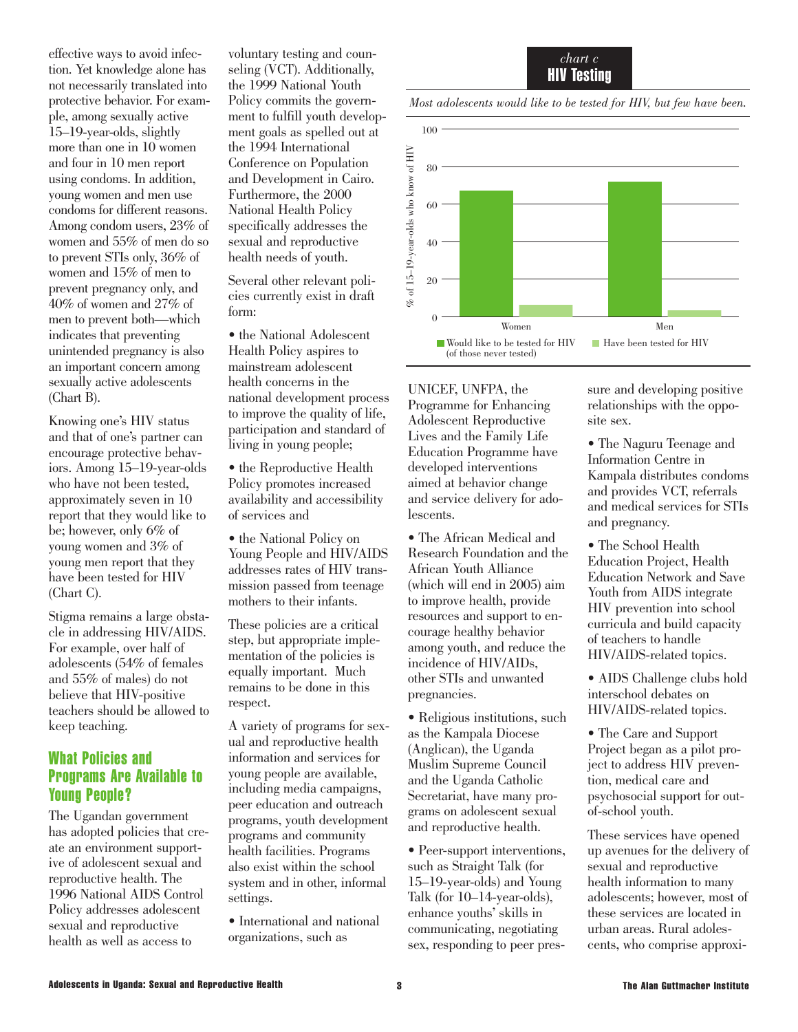effective ways to avoid infection. Yet knowledge alone has not necessarily translated into protective behavior. For example, among sexually active 15–19-year-olds, slightly more than one in 10 women and four in 10 men report using condoms. In addition, young women and men use condoms for different reasons. Among condom users, 23% of women and 55% of men do so to prevent STIs only, 36% of women and 15% of men to prevent pregnancy only, and 40% of women and 27% of men to prevent both—which indicates that preventing unintended pregnancy is also an important concern among sexually active adolescents (Chart B).

Knowing one's HIV status and that of one's partner can encourage protective behaviors. Among 15–19-year-olds who have not been tested, approximately seven in 10 report that they would like to be; however, only 6% of young women and 3% of young men report that they have been tested for HIV (Chart C).

Stigma remains a large obstacle in addressing HIV/AIDS. For example, over half of adolescents (54% of females and 55% of males) do not believe that HIV-positive teachers should be allowed to keep teaching.

## What Policies and Programs Are Available to Young People?

The Ugandan government has adopted policies that create an environment supportive of adolescent sexual and reproductive health. The 1996 National AIDS Control Policy addresses adolescent sexual and reproductive health as well as access to voluntary testing and counseling (VCT). Additionally, the 1999 National Youth Policy commits the government to fulfill youth development goals as spelled out at the 1994 International Conference on Population and Development in Cairo. Furthermore, the 2000 National Health Policy specifically addresses the sexual and reproductive health needs of youth.

Several other relevant policies currently exist in draft form:

- the National Adolescent Health Policy aspires to mainstream adolescent health concerns in the national development process to improve the quality of life, participation and standard of living in young people;
- the Reproductive Health Policy promotes increased availability and accessibility of services and
- the National Policy on Young People and HIV/AIDS addresses rates of HIV transmission passed from teenage mothers to their infants.

These policies are a critical step, but appropriate implementation of the policies is equally important. Much remains to be done in this respect.

A variety of programs for sexual and reproductive health information and services for young people are available, including media campaigns, peer education and outreach programs, youth development programs and community health facilities. Programs also exist within the school system and in other, informal settings.

- International and national organizations, such as UNICEF, UNFPA, the Programme for Enhancing Adolescent Reproductive Lives and the Family Life Education Programme have developed interventions aimed at behavior change and service delivery for adolescents.
- The African Medical and Research Foundation and the African Youth Alliance (which will end in 2005) aim to improve health, provide resources and support to encourage healthy behavior among youth, and reduce the incidence of HIV/AIDs, other STIs and unwanted pregnancies.
- Religious institutions, such as the Kampala Diocese (Anglican), the Uganda Muslim Supreme Council and the Uganda Catholic Secretariat, have many programs on adolescent sexual and reproductive health.
- Peer-support interventions, such as Straight Talk (for 15–19-year-olds) and Young Talk (for 10–14-year-olds), enhance youths' skills in communicating, negotiating sex, responding to peer pressure and developing positive relationships with the opposite sex.
- The Naguru Teenage and Information Centre in Kampala distributes condoms and provides VCT, referrals and medical services for STIs and pregnancy.
- The School Health Education Project, Health Education Network and Save Youth from AIDS integrate HIV prevention into school curricula and build capacity of teachers to handle HIV/AIDS-related topics.
- AIDS Challenge clubs hold interschool debates on HIV/AIDS-related topics.
- The Care and Support Project began as a pilot project to address HIV prevention, medical care and psychosocial support for out-of-school youth.

These services have opened up avenues for the delivery of sexual and reproductive health information to many adolescents; however, most of these services are located in urban areas. Rural adolescents, who comprise approxi-

*chart c*
**HIV Testing**

*Most adolescents would like to be tested for HIV, but few have been.*

% of 15–19-year-olds who know of HIV

| | Would like to be tested for HIV (of those never tested) | Have been tested for HIV |
|---|---|---|
| Women | ~67 | 6 |
| Men | ~72 | 3 |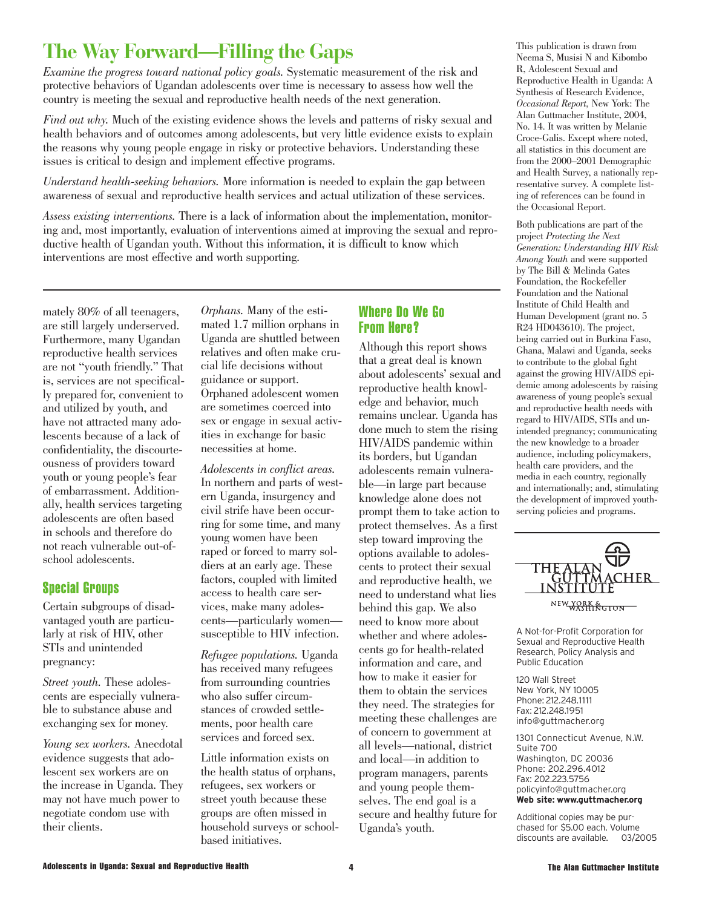## The Way Forward—Filling the Gaps

*Examine the progress toward national policy goals.* Systematic measurement of the risk and protective behaviors of Ugandan adolescents over time is necessary to assess how well the country is meeting the sexual and reproductive health needs of the next generation.

*Find out why.* Much of the existing evidence shows the levels and patterns of risky sexual and health behaviors and of outcomes among adolescents, but very little evidence exists to explain the reasons why young people engage in risky or protective behaviors. Understanding these issues is critical to design and implement effective programs.

*Understand health-seeking behaviors.* More information is needed to explain the gap between awareness of sexual and reproductive health services and actual utilization of these services.

*Assess existing interventions.* There is a lack of information about the implementation, monitoring and, most importantly, evaluation of interventions aimed at improving the sexual and reproductive health of Ugandan youth. Without this information, it is difficult to know which interventions are most effective and worth supporting.

mately 80% of all teenagers, are still largely underserved. Furthermore, many Ugandan reproductive health services are not "youth friendly." That is, services are not specifically prepared for, convenient to and utilized by youth, and have not attracted many adolescents because of a lack of confidentiality, the discourteousness of providers toward youth or young people's fear of embarrassment. Additionally, health services targeting adolescents are often based in schools and therefore do not reach vulnerable out-of-school adolescents.

### Special Groups

Certain subgroups of disadvantaged youth are particularly at risk of HIV, other STIs and unintended pregnancy:

*Street youth.* These adolescents are especially vulnerable to substance abuse and exchanging sex for money.

*Young sex workers.* Anecdotal evidence suggests that adolescent sex workers are on the increase in Uganda. They may not have much power to negotiate condom use with their clients.

*Orphans.* Many of the estimated 1.7 million orphans in Uganda are shuttled between relatives and often make crucial life decisions without guidance or support. Orphaned adolescent women are sometimes coerced into sex or engage in sexual activities in exchange for basic necessities at home.

*Adolescents in conflict areas.* In northern and parts of western Uganda, insurgency and civil strife have been occurring for some time, and many young women have been raped or forced to marry soldiers at an early age. These factors, coupled with limited access to health care services, make many adolescents—particularly women—susceptible to HIV infection.

*Refugee populations.* Uganda has received many refugees from surrounding countries who also suffer circumstances of crowded settlements, poor health care services and forced sex.

Little information exists on the health status of orphans, refugees, sex workers or street youth because these groups are often missed in household surveys or school-based initiatives.

### Where Do We Go From Here?

Although this report shows that a great deal is known about adolescents' sexual and reproductive health knowledge and behavior, much remains unclear. Uganda has done much to stem the rising HIV/AIDS pandemic within its borders, but Ugandan adolescents remain vulnerable—in large part because knowledge alone does not prompt them to take action to protect themselves. As a first step toward improving the options available to adolescents to protect their sexual and reproductive health, we need to understand what lies behind this gap. We also need to know more about whether and where adolescents go for health-related information and care, and how to make it easier for them to obtain the services they need. The strategies for meeting these challenges are of concern to government at all levels—national, district and local—in addition to program managers, parents and young people themselves. The end goal is a secure and healthy future for Uganda's youth.

This publication is drawn from Neema S, Musisi N and Kibombo R, Adolescent Sexual and Reproductive Health in Uganda: A Synthesis of Research Evidence, *Occasional Report,* New York: The Alan Guttmacher Institute, 2004, No. 14. It was written by Melanie Croce-Galis. Except where noted, all statistics in this document are from the 2000–2001 Demographic and Health Survey, a nationally representative survey. A complete listing of references can be found in the Occasional Report.

Both publications are part of the project *Protecting the Next Generation: Understanding HIV Risk Among Youth* and were supported by The Bill & Melinda Gates Foundation, the Rockefeller Foundation and the National Institute of Child Health and Human Development (grant no. 5 R24 HD043610). The project, being carried out in Burkina Faso, Ghana, Malawi and Uganda, seeks to contribute to the global fight against the growing HIV/AIDS epidemic among adolescents by raising awareness of young people's sexual and reproductive health needs with regard to HIV/AIDS, STIs and unintended pregnancy; communicating the new knowledge to a broader audience, including policymakers, health care providers, and the media in each country, regionally and internationally; and, stimulating the development of improved youth-serving policies and programs.

THE ALAN GUTTMACHER INSTITUTE

NEW YORK & WASHINGTON

A Not-for-Profit Corporation for Sexual and Reproductive Health Research, Policy Analysis and Public Education

120 Wall Street
New York, NY 10005
Phone: 212.248.1111
Fax: 212.248.1951
info@guttmacher.org

1301 Connecticut Avenue, N.W.
Suite 700
Washington, DC 20036
Phone: 202.296.4012
Fax: 202.223.5756
policyinfo@guttmacher.org
**Web site: www.guttmacher.org**

Additional copies may be purchased for $5.00 each. Volume discounts are available. 03/2005